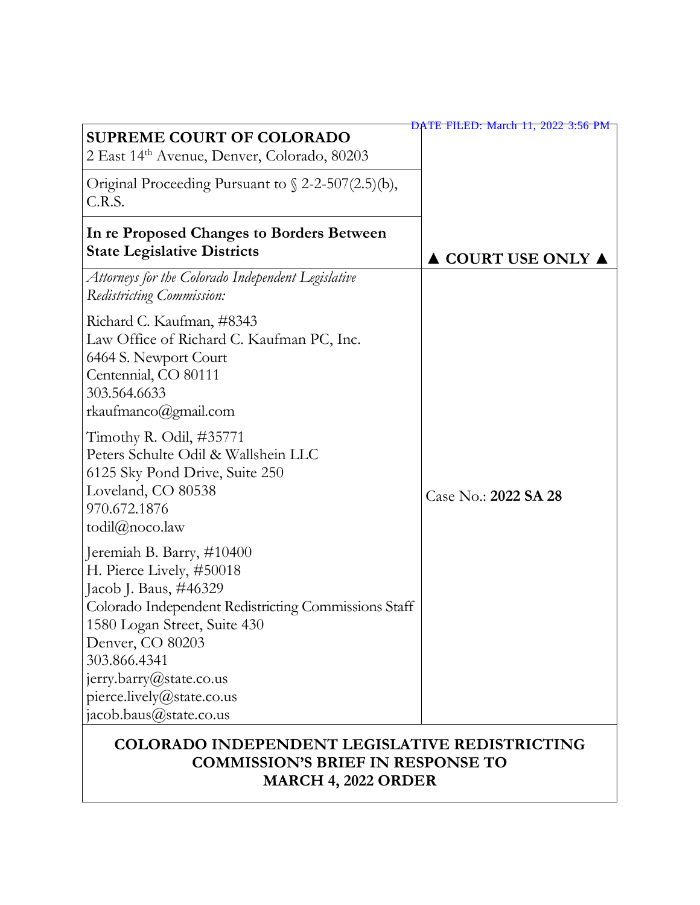DATE FILED: March 11, 2022 3:56 PM

**SUPREME COURT OF COLORADO**
2 East 14th Avenue, Denver, Colorado, 80203

Original Proceeding Pursuant to § 2-2-507(2.5)(b), C.R.S.

**In re Proposed Changes to Borders Between State Legislative Districts**

▲ **COURT USE ONLY** ▲

*Attorneys for the Colorado Independent Legislative Redistricting Commission:*

Richard C. Kaufman, #8343
Law Office of Richard C. Kaufman PC, Inc.
6464 S. Newport Court
Centennial, CO 80111
303.564.6633
rkaufmanco@gmail.com

Timothy R. Odil, #35771
Peters Schulte Odil & Wallshein LLC
6125 Sky Pond Drive, Suite 250
Loveland, CO 80538
970.672.1876
todil@noco.law

Jeremiah B. Barry, #10400
H. Pierce Lively, #50018
Jacob J. Baus, #46329
Colorado Independent Redistricting Commissions Staff
1580 Logan Street, Suite 430
Denver, CO 80203
303.866.4341
jerry.barry@state.co.us
pierce.lively@state.co.us
jacob.baus@state.co.us

Case No.: **2022 SA 28**

**COLORADO INDEPENDENT LEGISLATIVE REDISTRICTING COMMISSION'S BRIEF IN RESPONSE TO MARCH 4, 2022 ORDER**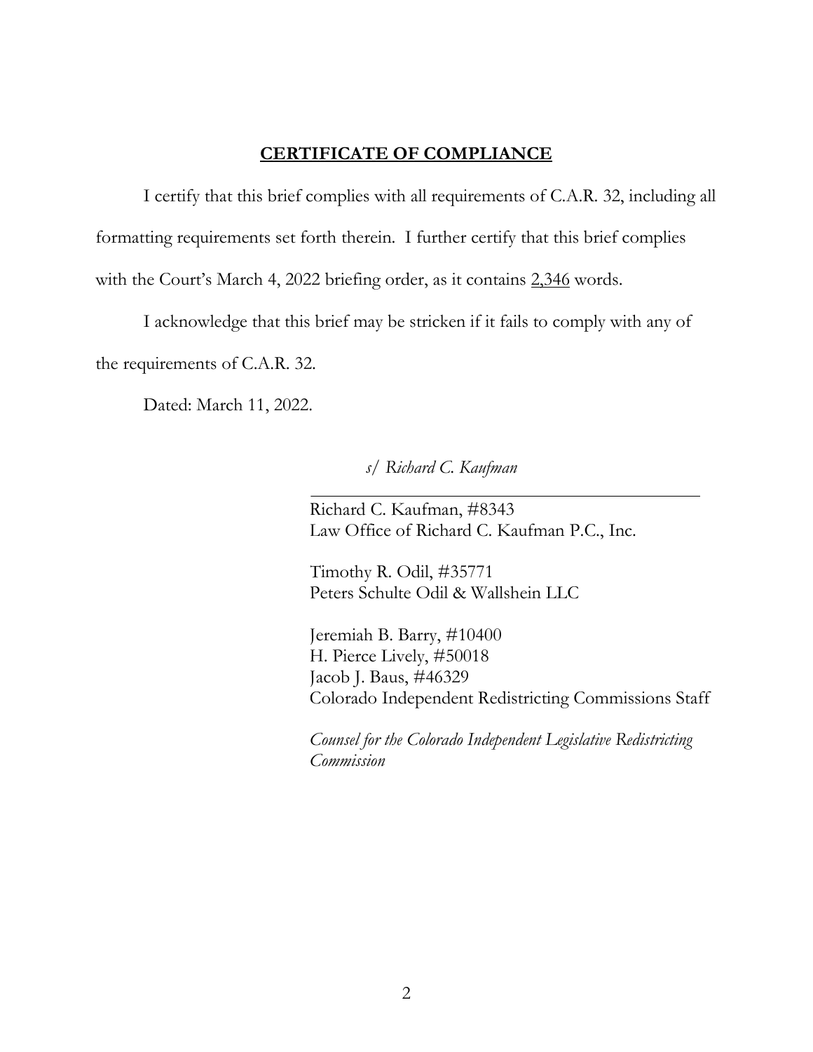**CERTIFICATE OF COMPLIANCE**

I certify that this brief complies with all requirements of C.A.R. 32, including all formatting requirements set forth therein. I further certify that this brief complies with the Court's March 4, 2022 briefing order, as it contains 2,346 words.

I acknowledge that this brief may be stricken if it fails to comply with any of the requirements of C.A.R. 32.

Dated: March 11, 2022.

*s/ Richard C. Kaufman*

Richard C. Kaufman, #8343
Law Office of Richard C. Kaufman P.C., Inc.

Timothy R. Odil, #35771
Peters Schulte Odil & Wallshein LLC

Jeremiah B. Barry, #10400
H. Pierce Lively, #50018
Jacob J. Baus, #46329
Colorado Independent Redistricting Commissions Staff

*Counsel for the Colorado Independent Legislative Redistricting Commission*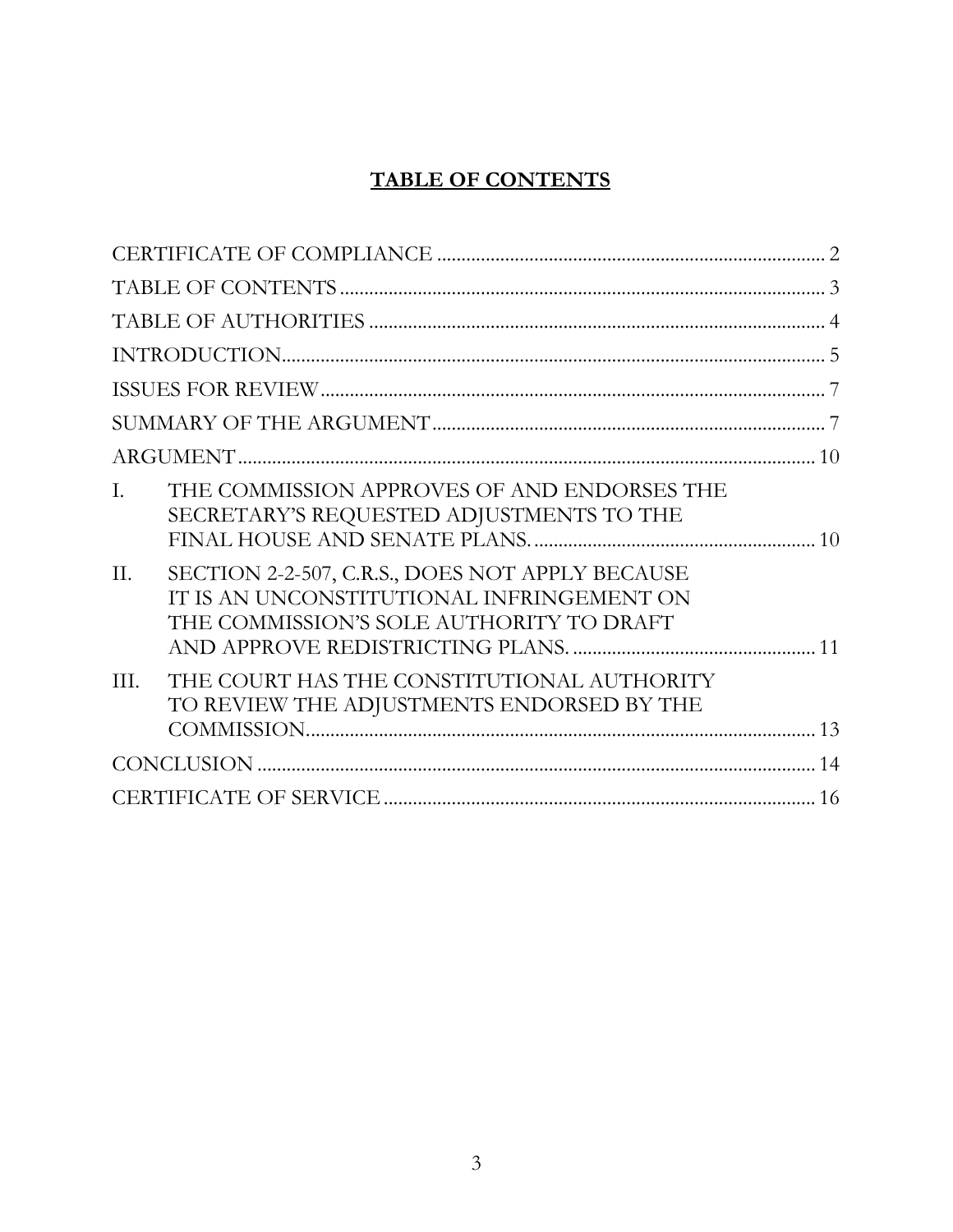# TABLE OF CONTENTS

CERTIFICATE OF COMPLIANCE ........................................ 2

TABLE OF CONTENTS ........................................ 3

TABLE OF AUTHORITIES ........................................ 4

INTRODUCTION ........................................ 5

ISSUES FOR REVIEW ........................................ 7

SUMMARY OF THE ARGUMENT ........................................ 7

ARGUMENT ........................................ 10

I. THE COMMISSION APPROVES OF AND ENDORSES THE SECRETARY'S REQUESTED ADJUSTMENTS TO THE FINAL HOUSE AND SENATE PLANS. ........................................ 10

II. SECTION 2-2-507, C.R.S., DOES NOT APPLY BECAUSE IT IS AN UNCONSTITUTIONAL INFRINGEMENT ON THE COMMISSION'S SOLE AUTHORITY TO DRAFT AND APPROVE REDISTRICTING PLANS. ........................................ 11

III. THE COURT HAS THE CONSTITUTIONAL AUTHORITY TO REVIEW THE ADJUSTMENTS ENDORSED BY THE COMMISSION. ........................................ 13

CONCLUSION ........................................ 14

CERTIFICATE OF SERVICE ........................................ 16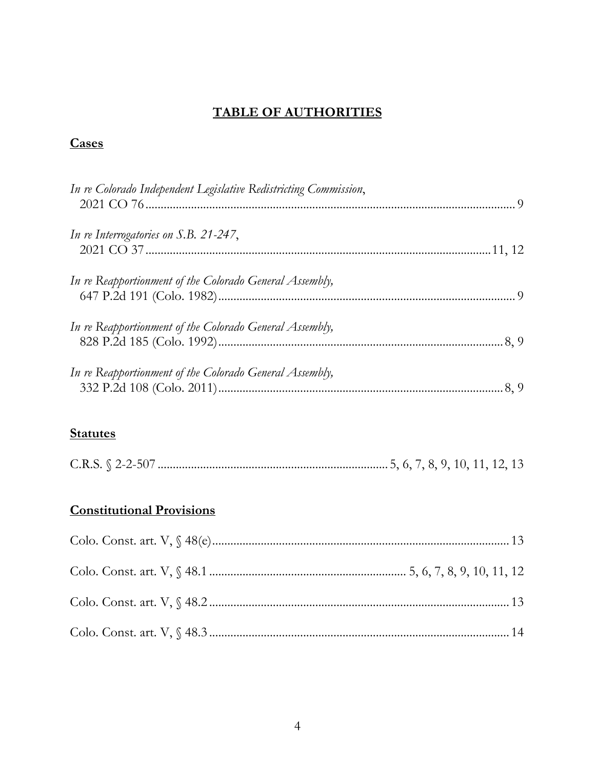# TABLE OF AUTHORITIES

## Cases

*In re Colorado Independent Legislative Redistricting Commission*,
2021 CO 76 .......... 9

*In re Interrogatories on S.B. 21-247*,
2021 CO 37 .......... 11, 12

*In re Reapportionment of the Colorado General Assembly,*
647 P.2d 191 (Colo. 1982) .......... 9

*In re Reapportionment of the Colorado General Assembly,*
828 P.2d 185 (Colo. 1992) .......... 8, 9

*In re Reapportionment of the Colorado General Assembly,*
332 P.2d 108 (Colo. 2011) .......... 8, 9

## Statutes

C.R.S. § 2-2-507 .......... 5, 6, 7, 8, 9, 10, 11, 12, 13

## Constitutional Provisions

Colo. Const. art. V, § 48(e) .......... 13

Colo. Const. art. V, § 48.1 .......... 5, 6, 7, 8, 9, 10, 11, 12

Colo. Const. art. V, § 48.2 .......... 13

Colo. Const. art. V, § 48.3 .......... 14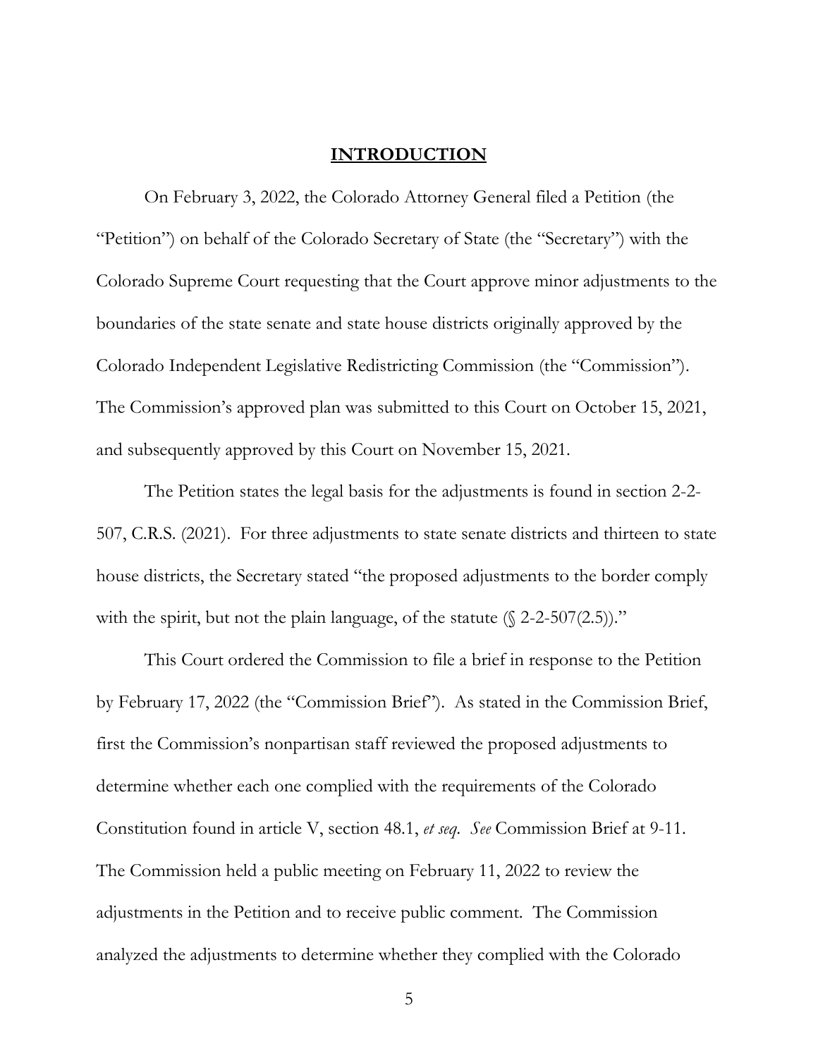## INTRODUCTION

On February 3, 2022, the Colorado Attorney General filed a Petition (the "Petition") on behalf of the Colorado Secretary of State (the "Secretary") with the Colorado Supreme Court requesting that the Court approve minor adjustments to the boundaries of the state senate and state house districts originally approved by the Colorado Independent Legislative Redistricting Commission (the "Commission"). The Commission's approved plan was submitted to this Court on October 15, 2021, and subsequently approved by this Court on November 15, 2021.

The Petition states the legal basis for the adjustments is found in section 2-2-507, C.R.S. (2021). For three adjustments to state senate districts and thirteen to state house districts, the Secretary stated "the proposed adjustments to the border comply with the spirit, but not the plain language, of the statute (§ 2-2-507(2.5))."

This Court ordered the Commission to file a brief in response to the Petition by February 17, 2022 (the "Commission Brief"). As stated in the Commission Brief, first the Commission's nonpartisan staff reviewed the proposed adjustments to determine whether each one complied with the requirements of the Colorado Constitution found in article V, section 48.1, *et seq*. *See* Commission Brief at 9-11. The Commission held a public meeting on February 11, 2022 to review the adjustments in the Petition and to receive public comment. The Commission analyzed the adjustments to determine whether they complied with the Colorado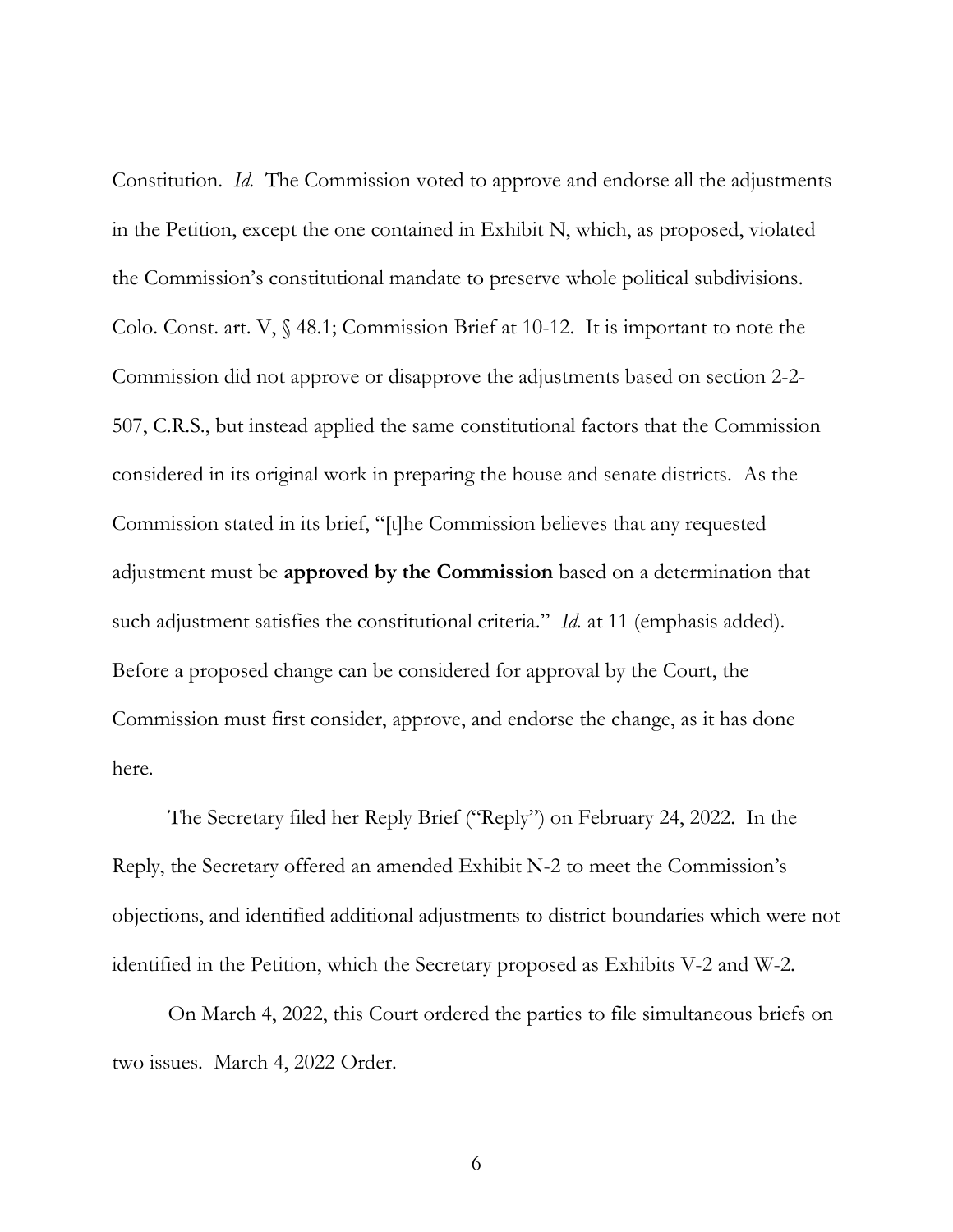Constitution. *Id.* The Commission voted to approve and endorse all the adjustments in the Petition, except the one contained in Exhibit N, which, as proposed, violated the Commission's constitutional mandate to preserve whole political subdivisions. Colo. Const. art. V, § 48.1; Commission Brief at 10-12. It is important to note the Commission did not approve or disapprove the adjustments based on section 2-2-507, C.R.S., but instead applied the same constitutional factors that the Commission considered in its original work in preparing the house and senate districts. As the Commission stated in its brief, "[t]he Commission believes that any requested adjustment must be **approved by the Commission** based on a determination that such adjustment satisfies the constitutional criteria." *Id.* at 11 (emphasis added). Before a proposed change can be considered for approval by the Court, the Commission must first consider, approve, and endorse the change, as it has done here.

The Secretary filed her Reply Brief ("Reply") on February 24, 2022. In the Reply, the Secretary offered an amended Exhibit N-2 to meet the Commission's objections, and identified additional adjustments to district boundaries which were not identified in the Petition, which the Secretary proposed as Exhibits V-2 and W-2.

On March 4, 2022, this Court ordered the parties to file simultaneous briefs on two issues. March 4, 2022 Order.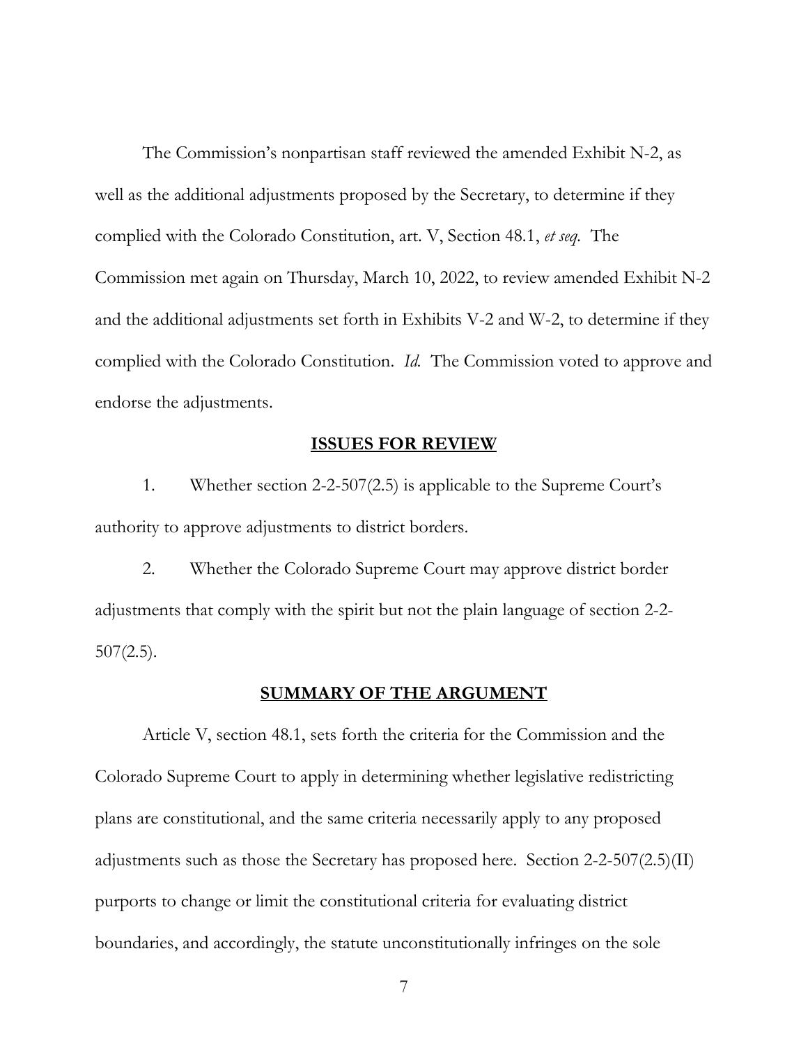The Commission's nonpartisan staff reviewed the amended Exhibit N-2, as well as the additional adjustments proposed by the Secretary, to determine if they complied with the Colorado Constitution, art. V, Section 48.1, *et seq.* The Commission met again on Thursday, March 10, 2022, to review amended Exhibit N-2 and the additional adjustments set forth in Exhibits V-2 and W-2, to determine if they complied with the Colorado Constitution. *Id.* The Commission voted to approve and endorse the adjustments.

## ISSUES FOR REVIEW

1. Whether section 2-2-507(2.5) is applicable to the Supreme Court's authority to approve adjustments to district borders.

2. Whether the Colorado Supreme Court may approve district border adjustments that comply with the spirit but not the plain language of section 2-2-507(2.5).

## SUMMARY OF THE ARGUMENT

Article V, section 48.1, sets forth the criteria for the Commission and the Colorado Supreme Court to apply in determining whether legislative redistricting plans are constitutional, and the same criteria necessarily apply to any proposed adjustments such as those the Secretary has proposed here. Section 2-2-507(2.5)(II) purports to change or limit the constitutional criteria for evaluating district boundaries, and accordingly, the statute unconstitutionally infringes on the sole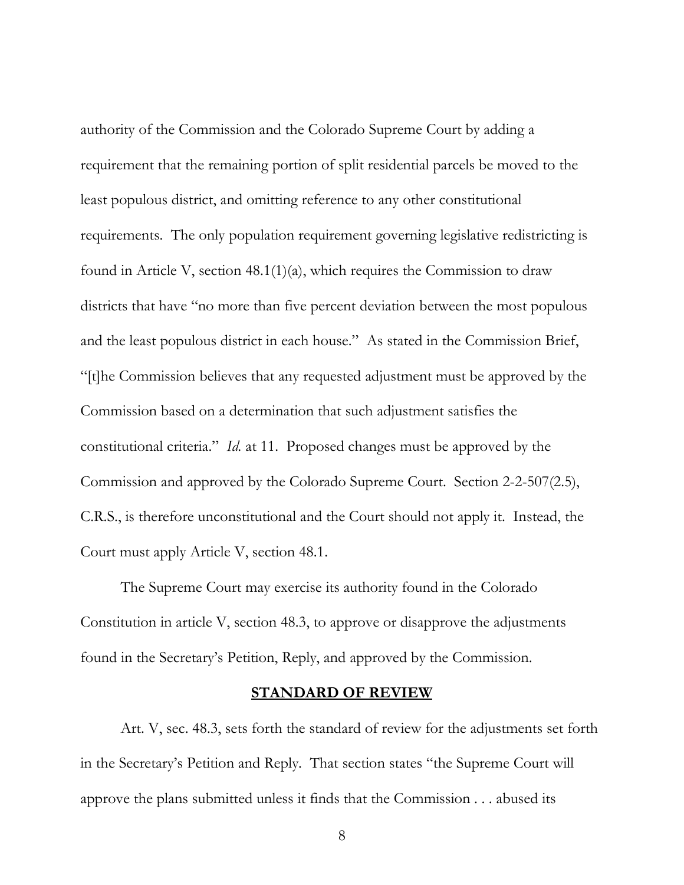authority of the Commission and the Colorado Supreme Court by adding a requirement that the remaining portion of split residential parcels be moved to the least populous district, and omitting reference to any other constitutional requirements. The only population requirement governing legislative redistricting is found in Article V, section 48.1(1)(a), which requires the Commission to draw districts that have "no more than five percent deviation between the most populous and the least populous district in each house." As stated in the Commission Brief, "[t]he Commission believes that any requested adjustment must be approved by the Commission based on a determination that such adjustment satisfies the constitutional criteria." *Id.* at 11. Proposed changes must be approved by the Commission and approved by the Colorado Supreme Court. Section 2-2-507(2.5), C.R.S., is therefore unconstitutional and the Court should not apply it. Instead, the Court must apply Article V, section 48.1.

The Supreme Court may exercise its authority found in the Colorado Constitution in article V, section 48.3, to approve or disapprove the adjustments found in the Secretary's Petition, Reply, and approved by the Commission.

## STANDARD OF REVIEW

Art. V, sec. 48.3, sets forth the standard of review for the adjustments set forth in the Secretary's Petition and Reply. That section states "the Supreme Court will approve the plans submitted unless it finds that the Commission . . . abused its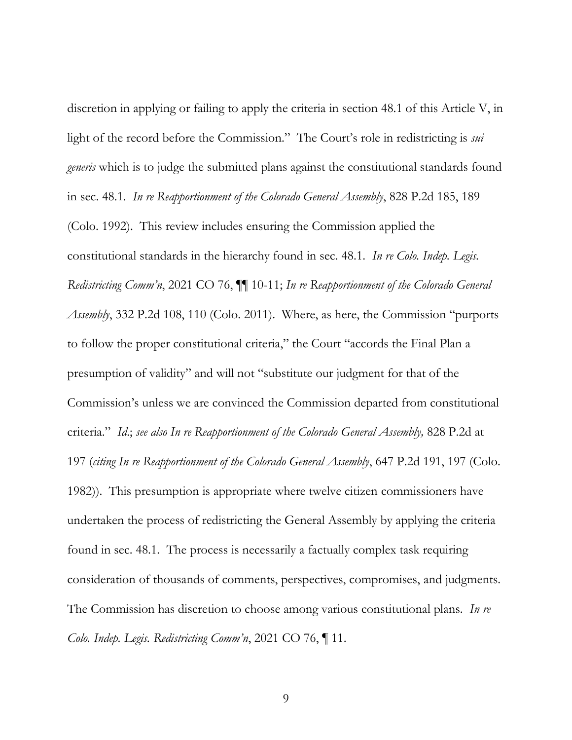discretion in applying or failing to apply the criteria in section 48.1 of this Article V, in light of the record before the Commission." The Court's role in redistricting is *sui generis* which is to judge the submitted plans against the constitutional standards found in sec. 48.1. *In re Reapportionment of the Colorado General Assembly*, 828 P.2d 185, 189 (Colo. 1992). This review includes ensuring the Commission applied the constitutional standards in the hierarchy found in sec. 48.1. *In re Colo. Indep. Legis. Redistricting Comm'n*, 2021 CO 76, ¶¶ 10-11; *In re Reapportionment of the Colorado General Assembly*, 332 P.2d 108, 110 (Colo. 2011). Where, as here, the Commission "purports to follow the proper constitutional criteria," the Court "accords the Final Plan a presumption of validity" and will not "substitute our judgment for that of the Commission's unless we are convinced the Commission departed from constitutional criteria." *Id*.; *see also In re Reapportionment of the Colorado General Assembly,* 828 P.2d at 197 (*citing In re Reapportionment of the Colorado General Assembly*, 647 P.2d 191, 197 (Colo. 1982)). This presumption is appropriate where twelve citizen commissioners have undertaken the process of redistricting the General Assembly by applying the criteria found in sec. 48.1. The process is necessarily a factually complex task requiring consideration of thousands of comments, perspectives, compromises, and judgments. The Commission has discretion to choose among various constitutional plans. *In re Colo. Indep. Legis. Redistricting Comm'n*, 2021 CO 76, ¶ 11.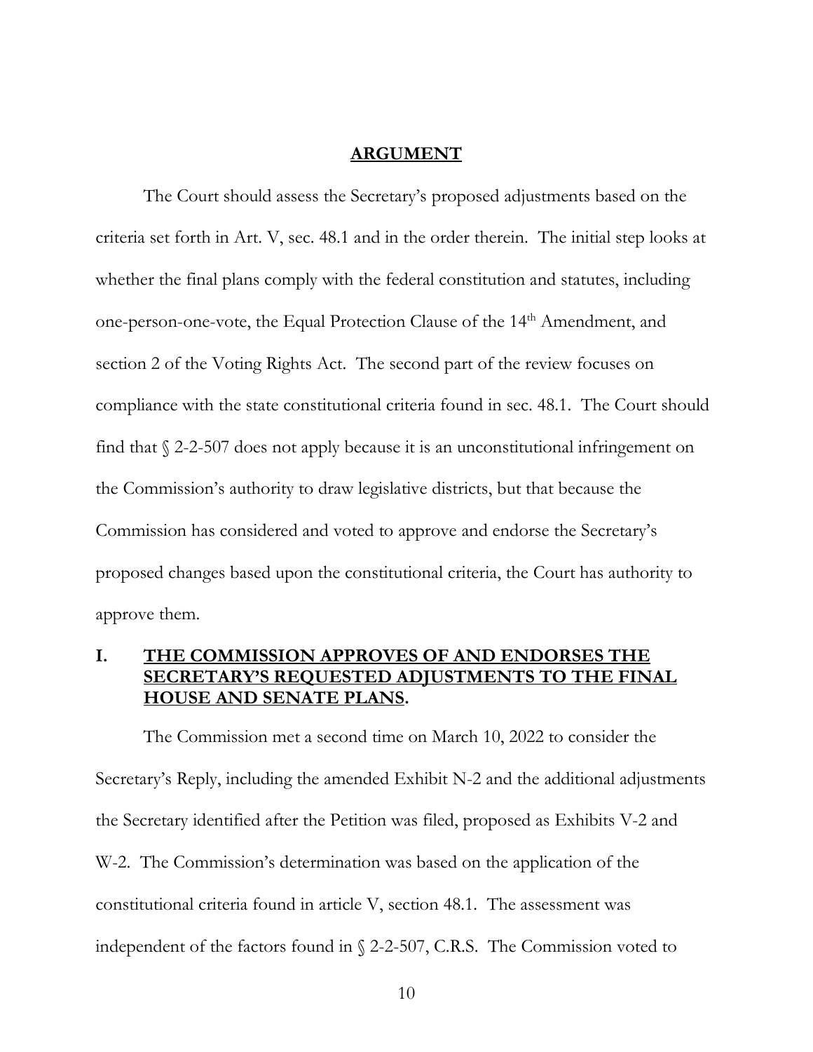## ARGUMENT

The Court should assess the Secretary's proposed adjustments based on the criteria set forth in Art. V, sec. 48.1 and in the order therein. The initial step looks at whether the final plans comply with the federal constitution and statutes, including one-person-one-vote, the Equal Protection Clause of the 14th Amendment, and section 2 of the Voting Rights Act. The second part of the review focuses on compliance with the state constitutional criteria found in sec. 48.1. The Court should find that § 2-2-507 does not apply because it is an unconstitutional infringement on the Commission's authority to draw legislative districts, but that because the Commission has considered and voted to approve and endorse the Secretary's proposed changes based upon the constitutional criteria, the Court has authority to approve them.

### I. THE COMMISSION APPROVES OF AND ENDORSES THE SECRETARY'S REQUESTED ADJUSTMENTS TO THE FINAL HOUSE AND SENATE PLANS.

The Commission met a second time on March 10, 2022 to consider the Secretary's Reply, including the amended Exhibit N-2 and the additional adjustments the Secretary identified after the Petition was filed, proposed as Exhibits V-2 and W-2. The Commission's determination was based on the application of the constitutional criteria found in article V, section 48.1. The assessment was independent of the factors found in § 2-2-507, C.R.S. The Commission voted to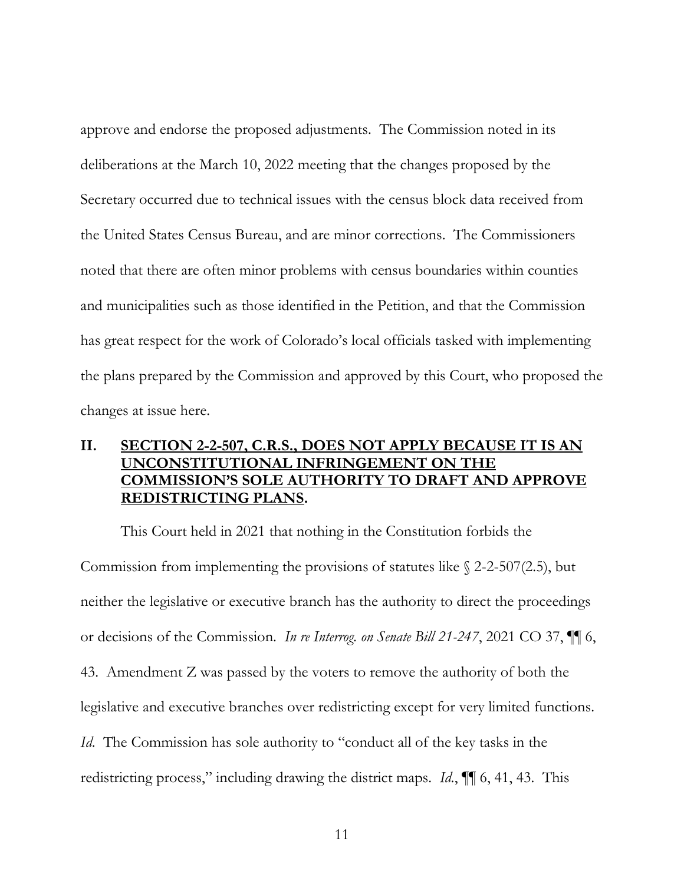approve and endorse the proposed adjustments. The Commission noted in its deliberations at the March 10, 2022 meeting that the changes proposed by the Secretary occurred due to technical issues with the census block data received from the United States Census Bureau, and are minor corrections. The Commissioners noted that there are often minor problems with census boundaries within counties and municipalities such as those identified in the Petition, and that the Commission has great respect for the work of Colorado's local officials tasked with implementing the plans prepared by the Commission and approved by this Court, who proposed the changes at issue here.

## II. <u>SECTION 2-2-507, C.R.S., DOES NOT APPLY BECAUSE IT IS AN UNCONSTITUTIONAL INFRINGEMENT ON THE COMMISSION'S SOLE AUTHORITY TO DRAFT AND APPROVE REDISTRICTING PLANS</u>.

This Court held in 2021 that nothing in the Constitution forbids the Commission from implementing the provisions of statutes like § 2-2-507(2.5), but neither the legislative or executive branch has the authority to direct the proceedings or decisions of the Commission. *In re Interrog. on Senate Bill 21-247*, 2021 CO 37, ¶¶ 6, 43. Amendment Z was passed by the voters to remove the authority of both the legislative and executive branches over redistricting except for very limited functions. *Id.* The Commission has sole authority to "conduct all of the key tasks in the redistricting process," including drawing the district maps. *Id.*, ¶¶ 6, 41, 43. This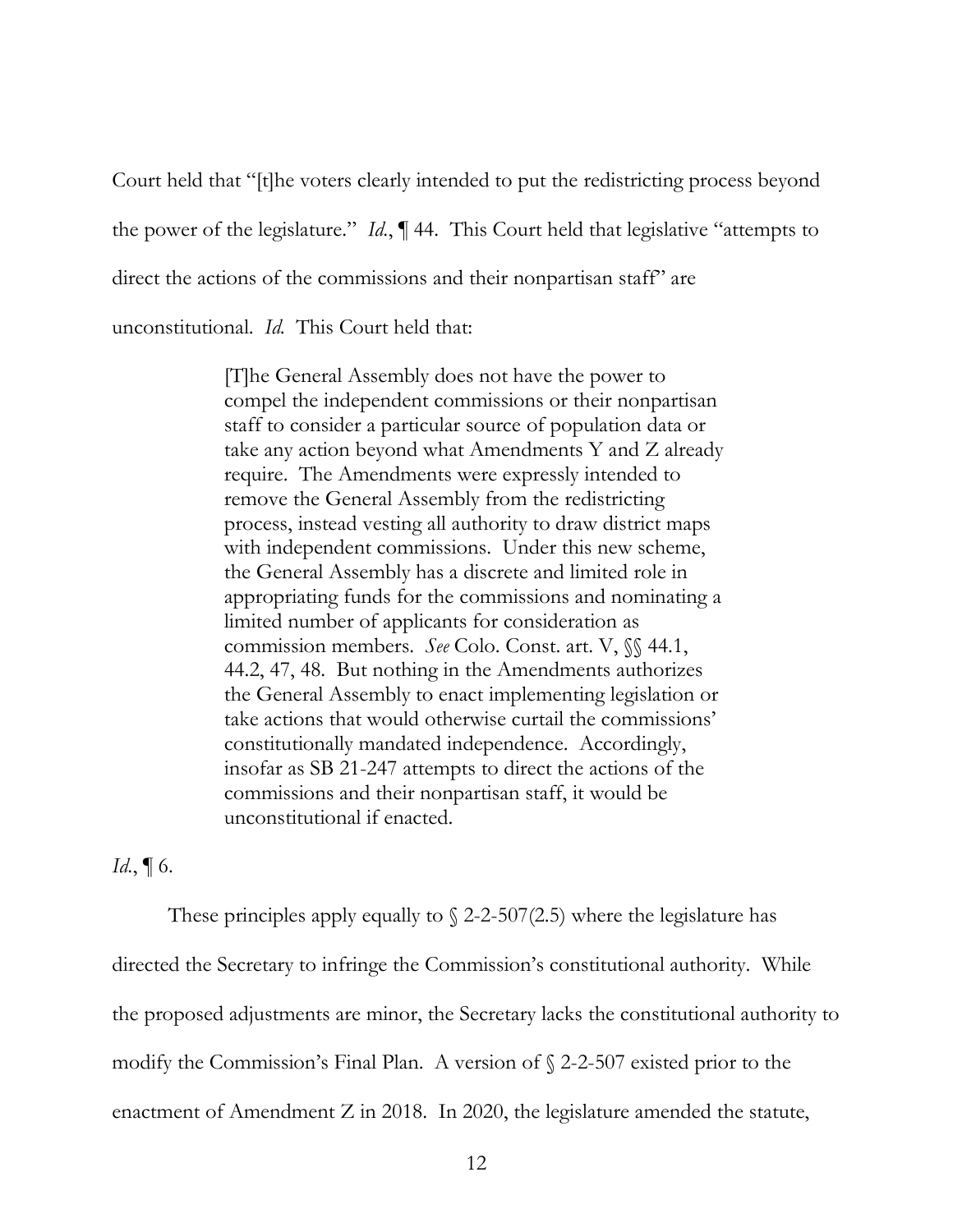Court held that "[t]he voters clearly intended to put the redistricting process beyond the power of the legislature." *Id.*, ¶ 44. This Court held that legislative "attempts to direct the actions of the commissions and their nonpartisan staff" are unconstitutional. *Id.* This Court held that:

> [T]he General Assembly does not have the power to compel the independent commissions or their nonpartisan staff to consider a particular source of population data or take any action beyond what Amendments Y and Z already require. The Amendments were expressly intended to remove the General Assembly from the redistricting process, instead vesting all authority to draw district maps with independent commissions. Under this new scheme, the General Assembly has a discrete and limited role in appropriating funds for the commissions and nominating a limited number of applicants for consideration as commission members. *See* Colo. Const. art. V, §§ 44.1, 44.2, 47, 48. But nothing in the Amendments authorizes the General Assembly to enact implementing legislation or take actions that would otherwise curtail the commissions' constitutionally mandated independence. Accordingly, insofar as SB 21-247 attempts to direct the actions of the commissions and their nonpartisan staff, it would be unconstitutional if enacted.

*Id.*, ¶ 6.

These principles apply equally to § 2-2-507(2.5) where the legislature has directed the Secretary to infringe the Commission's constitutional authority. While the proposed adjustments are minor, the Secretary lacks the constitutional authority to modify the Commission's Final Plan. A version of § 2-2-507 existed prior to the enactment of Amendment Z in 2018. In 2020, the legislature amended the statute,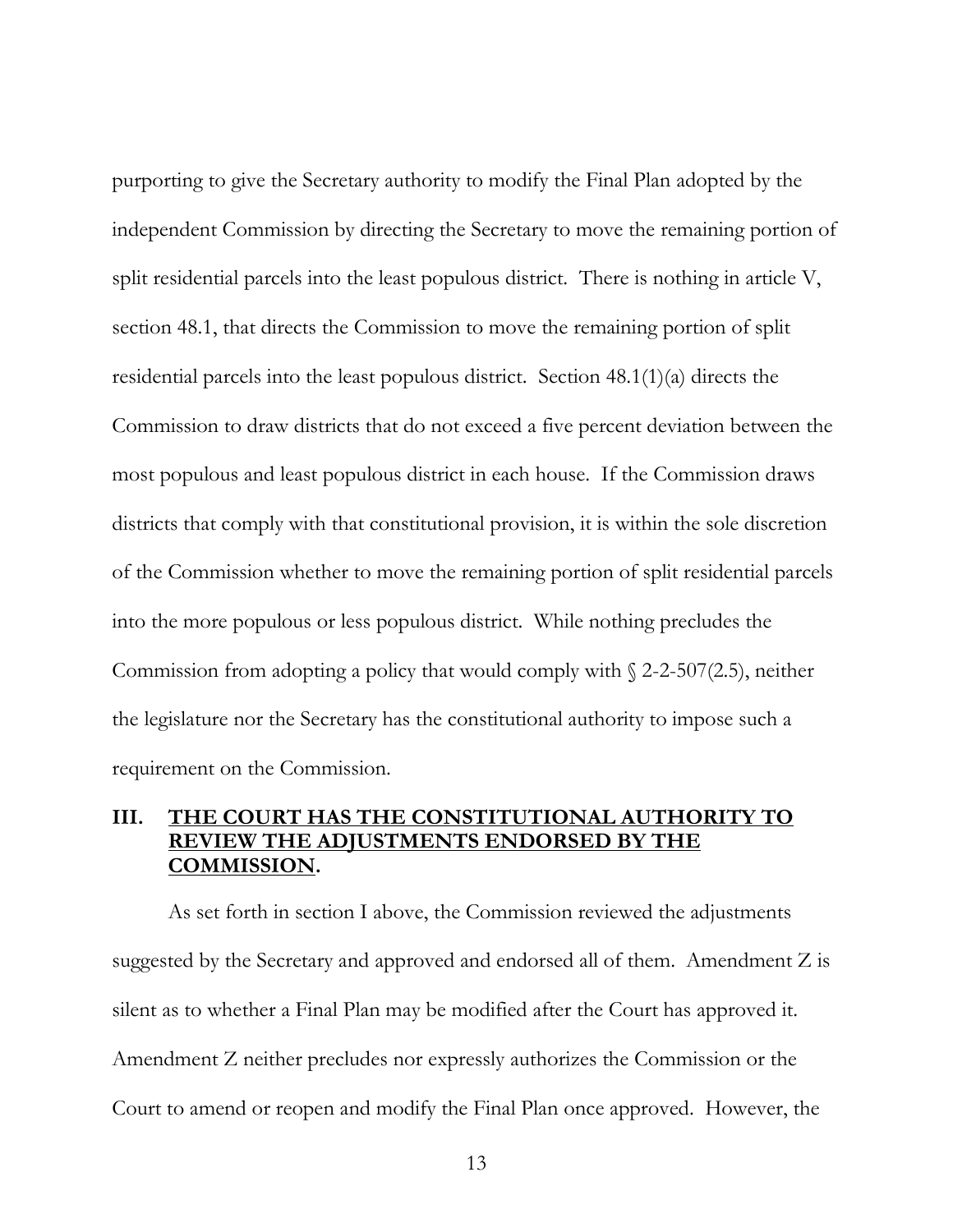purporting to give the Secretary authority to modify the Final Plan adopted by the independent Commission by directing the Secretary to move the remaining portion of split residential parcels into the least populous district. There is nothing in article V, section 48.1, that directs the Commission to move the remaining portion of split residential parcels into the least populous district. Section 48.1(1)(a) directs the Commission to draw districts that do not exceed a five percent deviation between the most populous and least populous district in each house. If the Commission draws districts that comply with that constitutional provision, it is within the sole discretion of the Commission whether to move the remaining portion of split residential parcels into the more populous or less populous district. While nothing precludes the Commission from adopting a policy that would comply with § 2-2-507(2.5), neither the legislature nor the Secretary has the constitutional authority to impose such a requirement on the Commission.

## III. THE COURT HAS THE CONSTITUTIONAL AUTHORITY TO REVIEW THE ADJUSTMENTS ENDORSED BY THE COMMISSION.

As set forth in section I above, the Commission reviewed the adjustments suggested by the Secretary and approved and endorsed all of them. Amendment Z is silent as to whether a Final Plan may be modified after the Court has approved it. Amendment Z neither precludes nor expressly authorizes the Commission or the Court to amend or reopen and modify the Final Plan once approved. However, the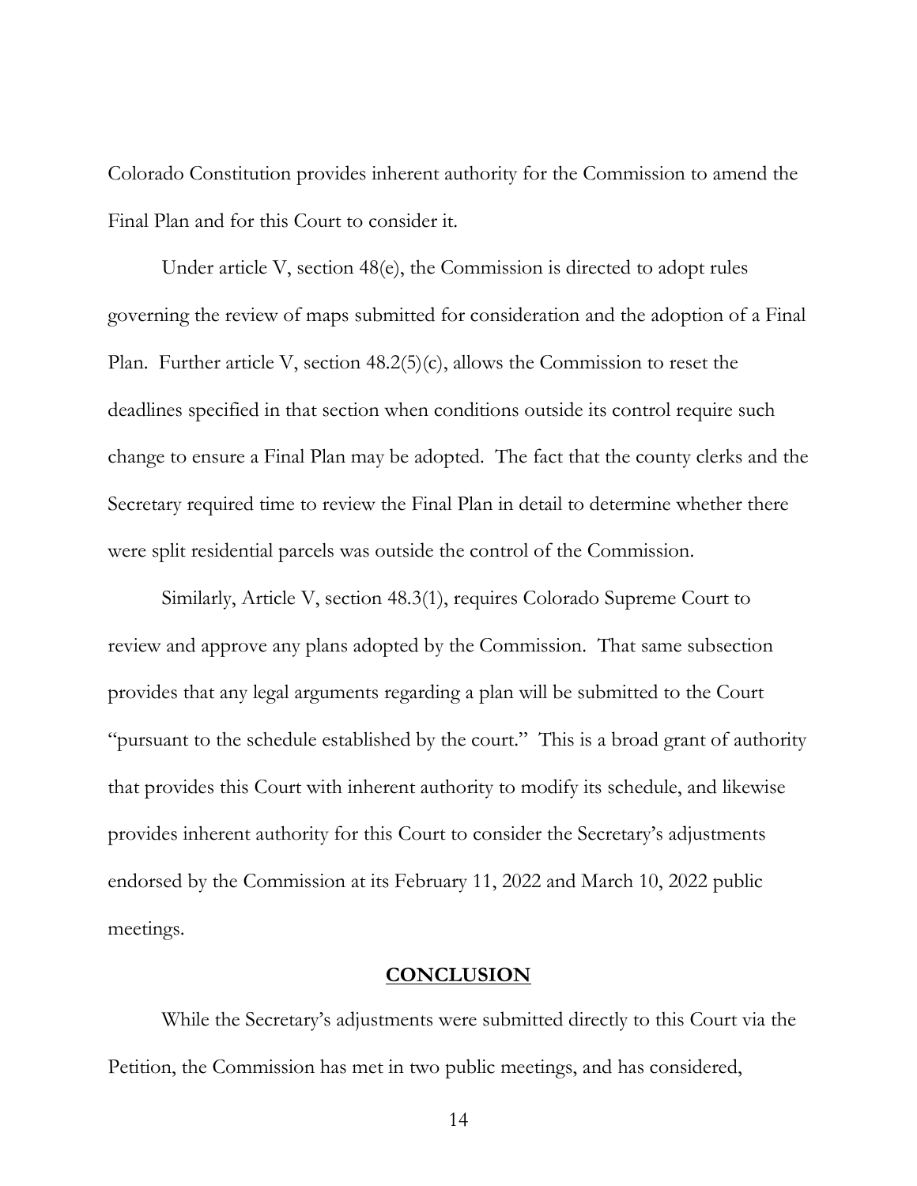Colorado Constitution provides inherent authority for the Commission to amend the Final Plan and for this Court to consider it.

Under article V, section 48(e), the Commission is directed to adopt rules governing the review of maps submitted for consideration and the adoption of a Final Plan. Further article V, section 48.2(5)(c), allows the Commission to reset the deadlines specified in that section when conditions outside its control require such change to ensure a Final Plan may be adopted. The fact that the county clerks and the Secretary required time to review the Final Plan in detail to determine whether there were split residential parcels was outside the control of the Commission.

Similarly, Article V, section 48.3(1), requires Colorado Supreme Court to review and approve any plans adopted by the Commission. That same subsection provides that any legal arguments regarding a plan will be submitted to the Court "pursuant to the schedule established by the court." This is a broad grant of authority that provides this Court with inherent authority to modify its schedule, and likewise provides inherent authority for this Court to consider the Secretary's adjustments endorsed by the Commission at its February 11, 2022 and March 10, 2022 public meetings.

## CONCLUSION

While the Secretary's adjustments were submitted directly to this Court via the Petition, the Commission has met in two public meetings, and has considered,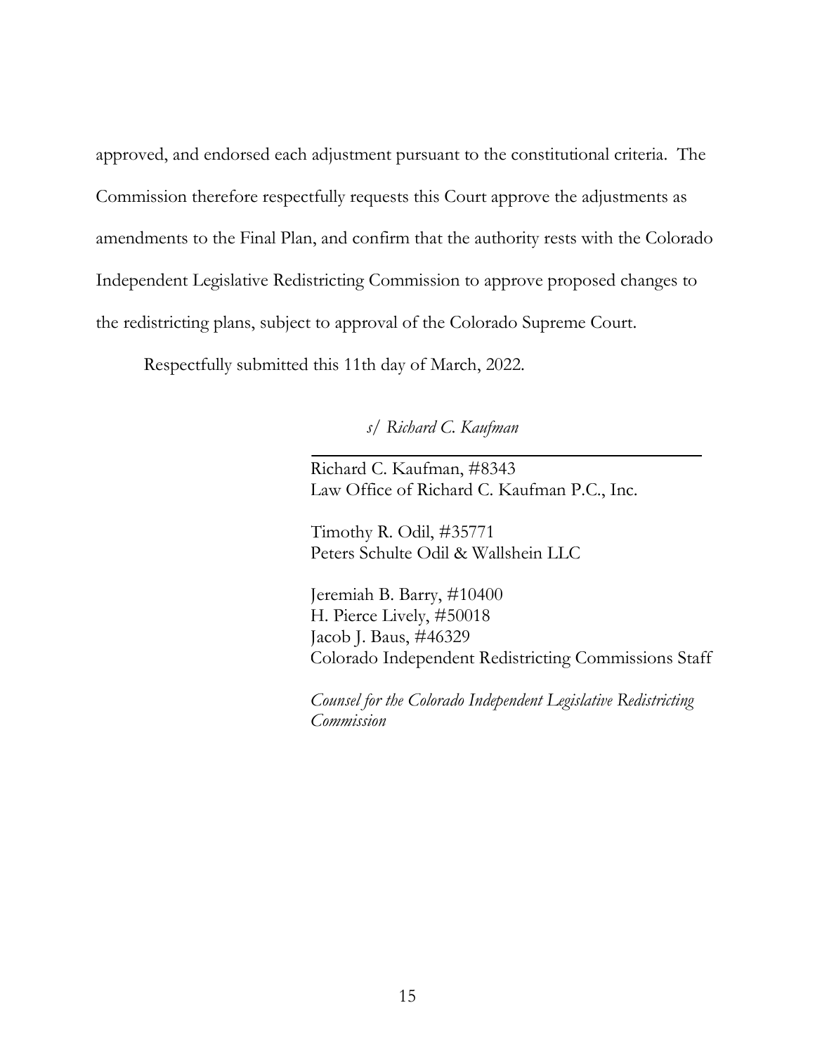approved, and endorsed each adjustment pursuant to the constitutional criteria. The Commission therefore respectfully requests this Court approve the adjustments as amendments to the Final Plan, and confirm that the authority rests with the Colorado Independent Legislative Redistricting Commission to approve proposed changes to the redistricting plans, subject to approval of the Colorado Supreme Court.

Respectfully submitted this 11th day of March, 2022.

*s/ Richard C. Kaufman*

Richard C. Kaufman, #8343
Law Office of Richard C. Kaufman P.C., Inc.

Timothy R. Odil, #35771
Peters Schulte Odil & Wallshein LLC

Jeremiah B. Barry, #10400
H. Pierce Lively, #50018
Jacob J. Baus, #46329
Colorado Independent Redistricting Commissions Staff

*Counsel for the Colorado Independent Legislative Redistricting Commission*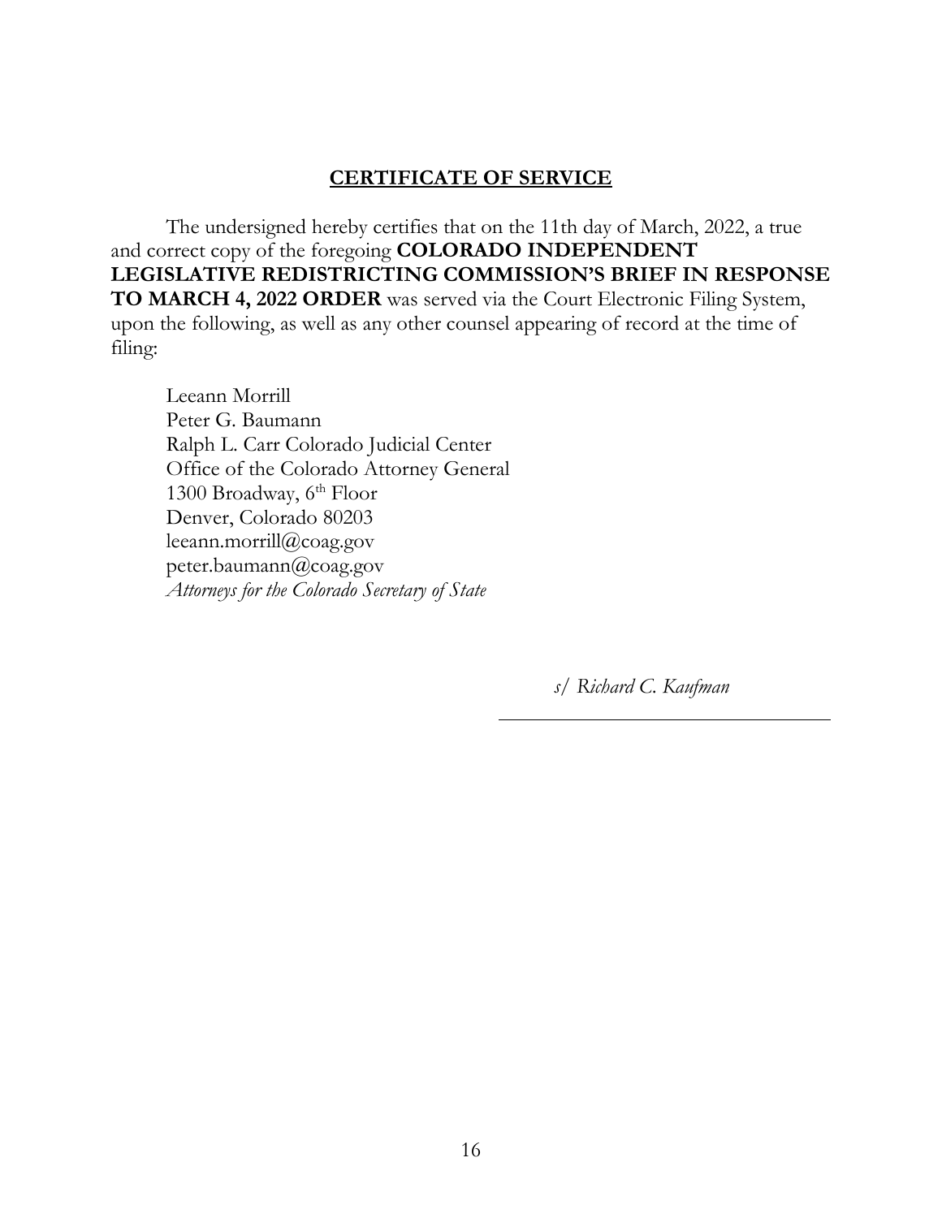## **CERTIFICATE OF SERVICE**

The undersigned hereby certifies that on the 11th day of March, 2022, a true and correct copy of the foregoing **COLORADO INDEPENDENT LEGISLATIVE REDISTRICTING COMMISSION'S BRIEF IN RESPONSE TO MARCH 4, 2022 ORDER** was served via the Court Electronic Filing System, upon the following, as well as any other counsel appearing of record at the time of filing:

Leeann Morrill
Peter G. Baumann
Ralph L. Carr Colorado Judicial Center
Office of the Colorado Attorney General
1300 Broadway, 6th Floor
Denver, Colorado 80203
leeann.morrill@coag.gov
peter.baumann@coag.gov
*Attorneys for the Colorado Secretary of State*

*s/ Richard C. Kaufman*